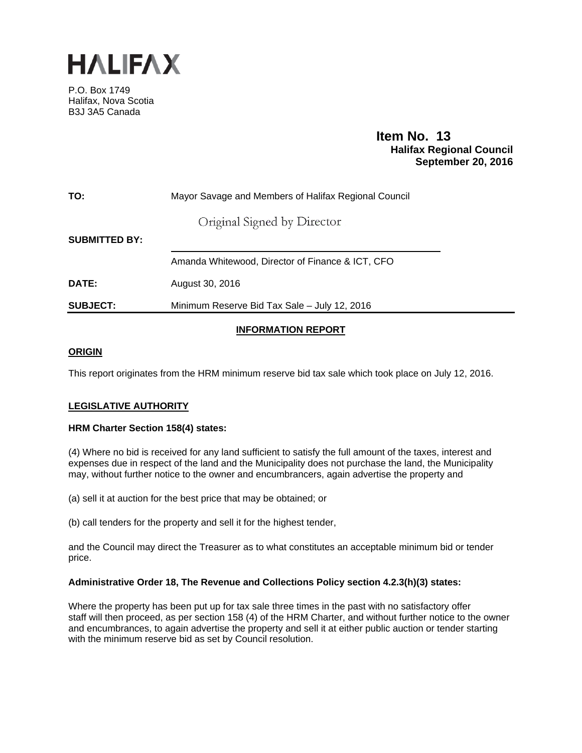# HALIFAX

P.O. Box 1749
Halifax, Nova Scotia
B3J 3A5 Canada

**Item No. 13**
**Halifax Regional Council**
**September 20, 2016**

| | |
|---|---|
| **TO:** | Mayor Savage and Members of Halifax Regional Council |
| **SUBMITTED BY:** | Original Signed by Director |
| | Amanda Whitewood, Director of Finance & ICT, CFO |
| **DATE:** | August 30, 2016 |
| **SUBJECT:** | Minimum Reserve Bid Tax Sale – July 12, 2016 |

## INFORMATION REPORT

## ORIGIN

This report originates from the HRM minimum reserve bid tax sale which took place on July 12, 2016.

## LEGISLATIVE AUTHORITY

**HRM Charter Section 158(4) states:**

(4) Where no bid is received for any land sufficient to satisfy the full amount of the taxes, interest and expenses due in respect of the land and the Municipality does not purchase the land, the Municipality may, without further notice to the owner and encumbrancers, again advertise the property and

(a) sell it at auction for the best price that may be obtained; or

(b) call tenders for the property and sell it for the highest tender,

and the Council may direct the Treasurer as to what constitutes an acceptable minimum bid or tender price.

**Administrative Order 18, The Revenue and Collections Policy section 4.2.3(h)(3) states:**

Where the property has been put up for tax sale three times in the past with no satisfactory offer staff will then proceed, as per section 158 (4) of the HRM Charter, and without further notice to the owner and encumbrances, to again advertise the property and sell it at either public auction or tender starting with the minimum reserve bid as set by Council resolution.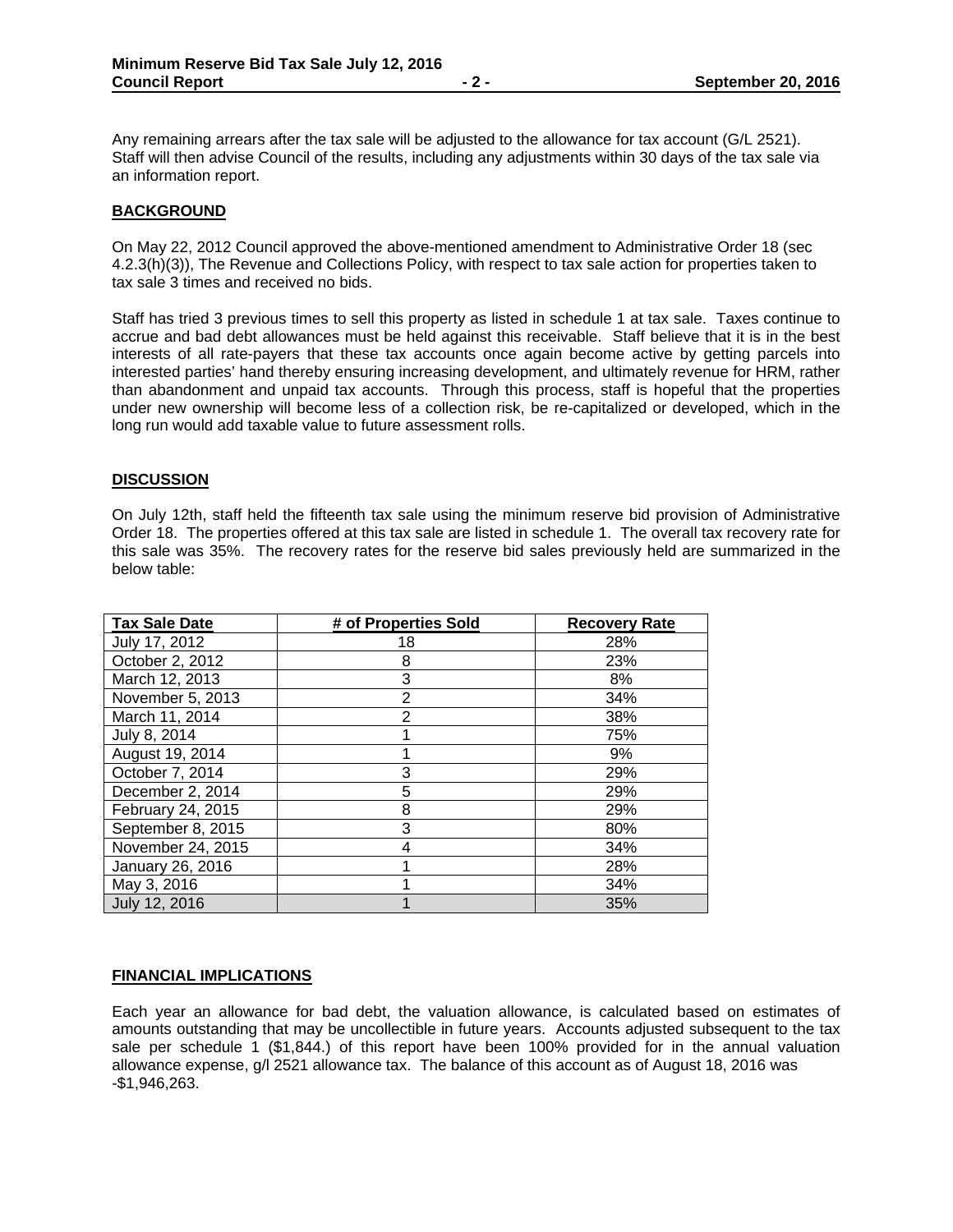Any remaining arrears after the tax sale will be adjusted to the allowance for tax account (G/L 2521). Staff will then advise Council of the results, including any adjustments within 30 days of the tax sale via an information report.

## BACKGROUND

On May 22, 2012 Council approved the above-mentioned amendment to Administrative Order 18 (sec 4.2.3(h)(3)), The Revenue and Collections Policy, with respect to tax sale action for properties taken to tax sale 3 times and received no bids.

Staff has tried 3 previous times to sell this property as listed in schedule 1 at tax sale. Taxes continue to accrue and bad debt allowances must be held against this receivable. Staff believe that it is in the best interests of all rate-payers that these tax accounts once again become active by getting parcels into interested parties' hand thereby ensuring increasing development, and ultimately revenue for HRM, rather than abandonment and unpaid tax accounts. Through this process, staff is hopeful that the properties under new ownership will become less of a collection risk, be re-capitalized or developed, which in the long run would add taxable value to future assessment rolls.

## DISCUSSION

On July 12th, staff held the fifteenth tax sale using the minimum reserve bid provision of Administrative Order 18. The properties offered at this tax sale are listed in schedule 1. The overall tax recovery rate for this sale was 35%. The recovery rates for the reserve bid sales previously held are summarized in the below table:

| Tax Sale Date | # of Properties Sold | Recovery Rate |
|---|---|---|
| July 17, 2012 | 18 | 28% |
| October 2, 2012 | 8 | 23% |
| March 12, 2013 | 3 | 8% |
| November 5, 2013 | 2 | 34% |
| March 11, 2014 | 2 | 38% |
| July 8, 2014 | 1 | 75% |
| August 19, 2014 | 1 | 9% |
| October 7, 2014 | 3 | 29% |
| December 2, 2014 | 5 | 29% |
| February 24, 2015 | 8 | 29% |
| September 8, 2015 | 3 | 80% |
| November 24, 2015 | 4 | 34% |
| January 26, 2016 | 1 | 28% |
| May 3, 2016 | 1 | 34% |
| July 12, 2016 | 1 | 35% |

## FINANCIAL IMPLICATIONS

Each year an allowance for bad debt, the valuation allowance, is calculated based on estimates of amounts outstanding that may be uncollectible in future years. Accounts adjusted subsequent to the tax sale per schedule 1 ($1,844.) of this report have been 100% provided for in the annual valuation allowance expense, g/l 2521 allowance tax. The balance of this account as of August 18, 2016 was -$1,946,263.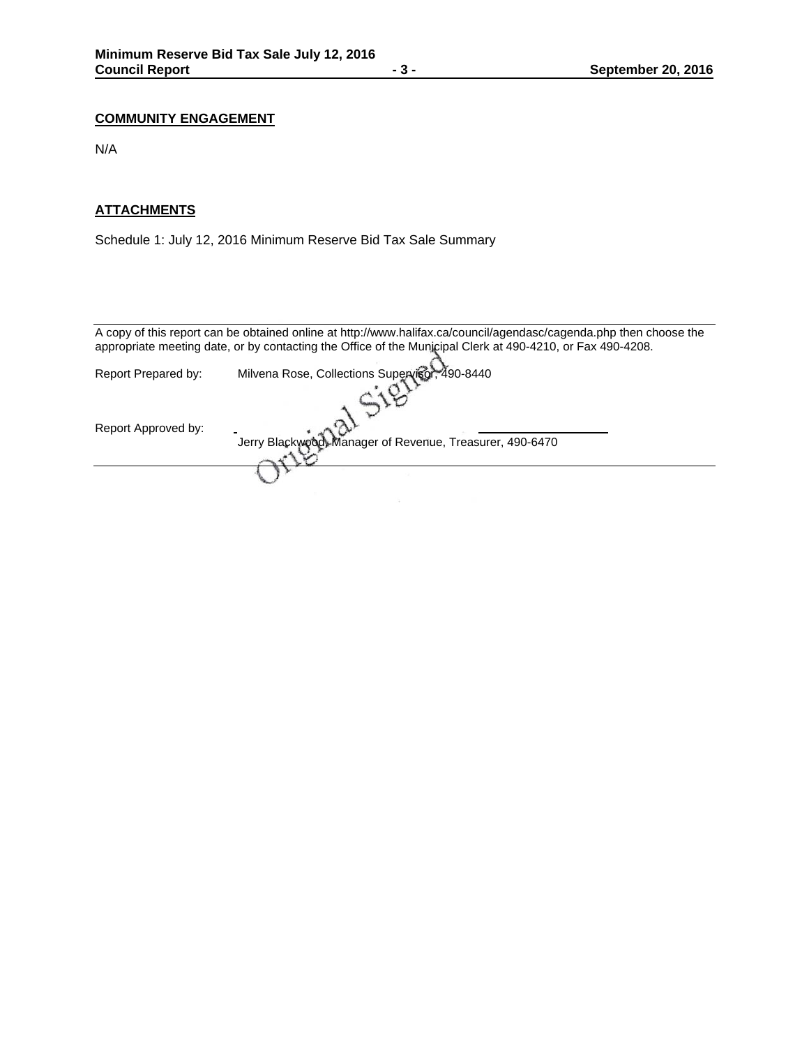## COMMUNITY ENGAGEMENT

N/A

## ATTACHMENTS

Schedule 1: July 12, 2016 Minimum Reserve Bid Tax Sale Summary

---

A copy of this report can be obtained online at http://www.halifax.ca/council/agendasc/cagenda.php then choose the appropriate meeting date, or by contacting the Office of the Municipal Clerk at 490-4210, or Fax 490-4208.

Report Prepared by: Milvena Rose, Collections Supervisor, 490-8440

Original Signed

Report Approved by: Jerry Blackwood, Manager of Revenue, Treasurer, 490-6470

---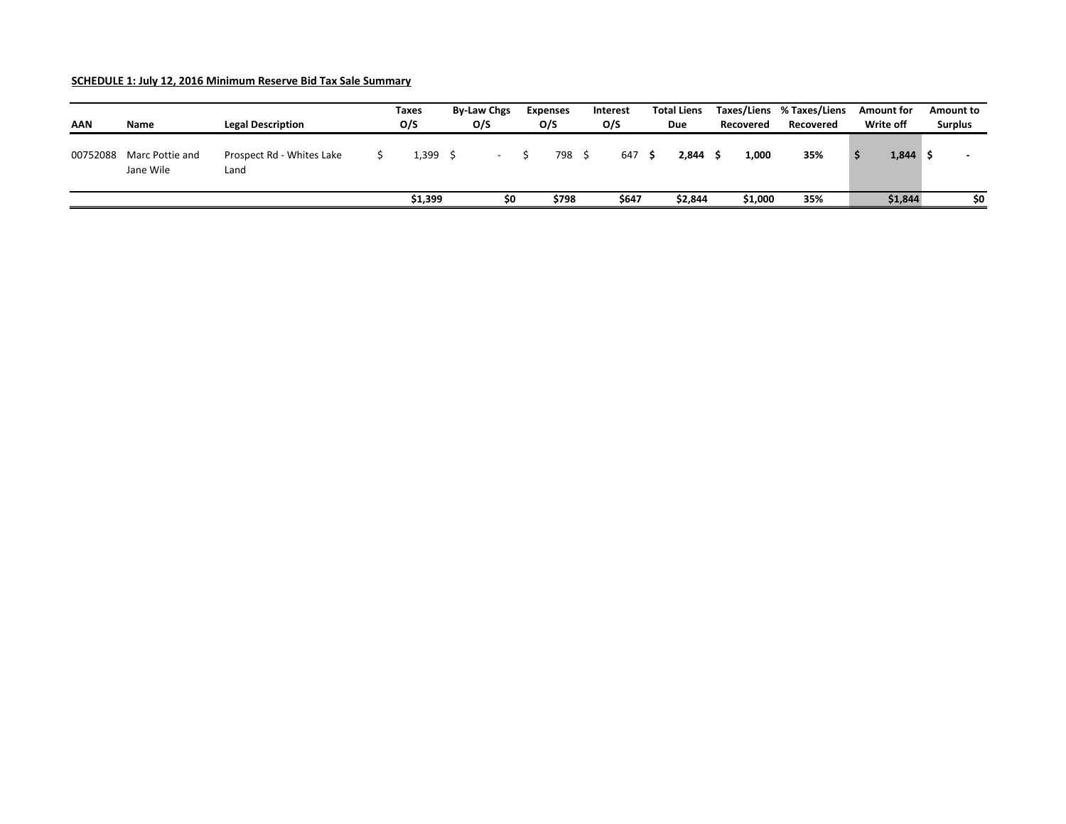**SCHEDULE 1: July 12, 2016 Minimum Reserve Bid Tax Sale Summary**

| AAN | Name | Legal Description | Taxes O/S | By-Law Chgs O/S | Expenses O/S | Interest O/S | Total Liens Due | Taxes/Liens Recovered | % Taxes/Liens Recovered | Amount for Write off | Amount to Surplus |
|---|---|---|---|---|---|---|---|---|---|---|---|
| 00752088 | Marc Pottie and Jane Wile | Prospect Rd - Whites Lake Land | $ 1,399 | $ - | $ 798 | $ 647 | **$ 2,844** | **$ 1,000** | **35%** | **$ 1,844** | **$ -** |
| | | | **$1,399** | **$0** | **$798** | **$647** | **$2,844** | **$1,000** | **35%** | **$1,844** | **$0** |